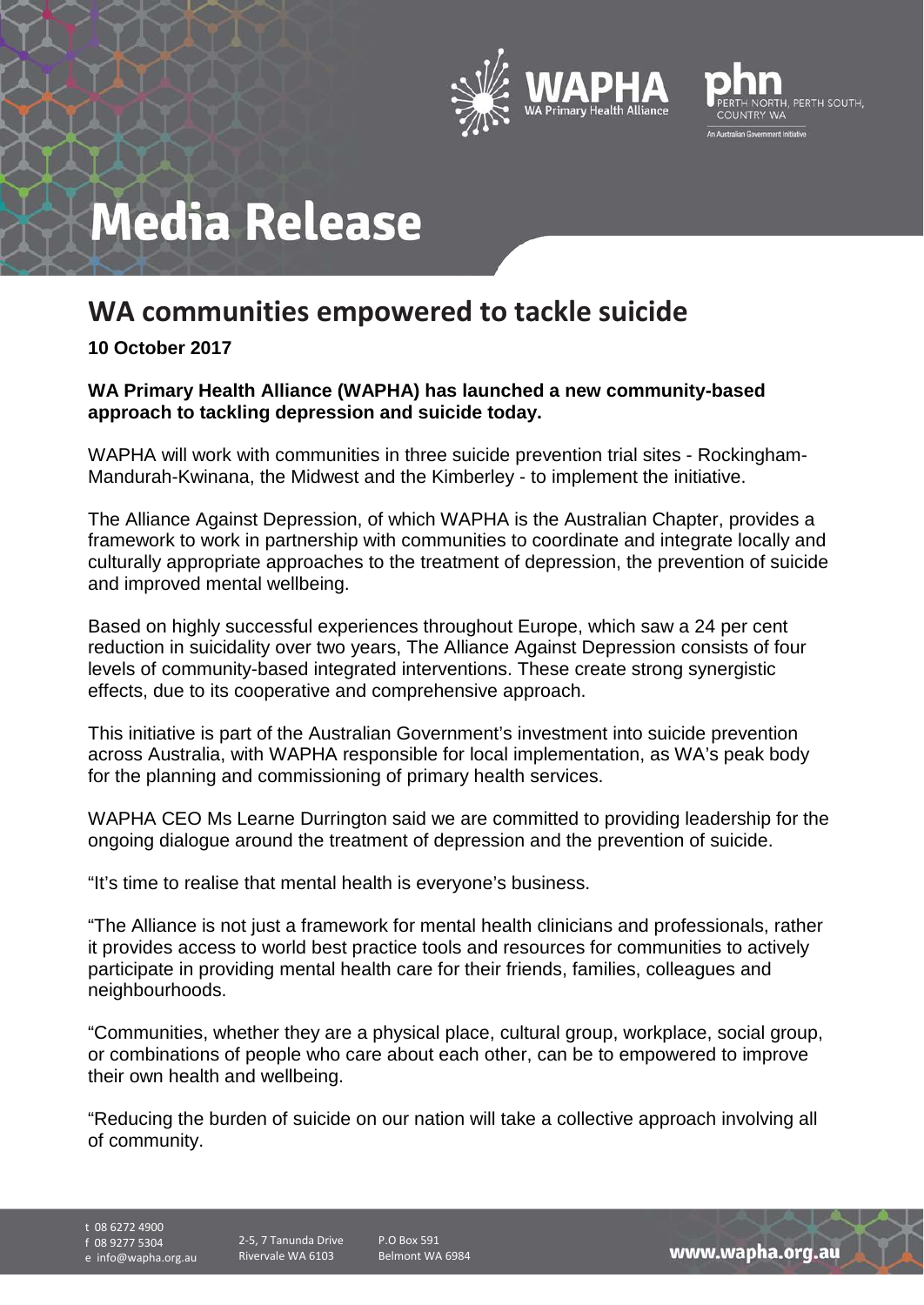# Media Release

## WA communities empowered to tackle suicide

**10 October 2017**

**WA Primary Health Alliance (WAPHA) has launched a new community-based approach to tackling depression and suicide today.**

WAPHA will work with communities in three suicide prevention trial sites - Rockingham-Mandurah-Kwinana, the Midwest and the Kimberley - to implement the initiative.

The Alliance Against Depression, of which WAPHA is the Australian Chapter, provides a framework to work in partnership with communities to coordinate and integrate locally and culturally appropriate approaches to the treatment of depression, the prevention of suicide and improved mental wellbeing.

Based on highly successful experiences throughout Europe, which saw a 24 per cent reduction in suicidality over two years, The Alliance Against Depression consists of four levels of community-based integrated interventions. These create strong synergistic effects, due to its cooperative and comprehensive approach.

This initiative is part of the Australian Government's investment into suicide prevention across Australia, with WAPHA responsible for local implementation, as WA's peak body for the planning and commissioning of primary health services.

WAPHA CEO Ms Learne Durrington said we are committed to providing leadership for the ongoing dialogue around the treatment of depression and the prevention of suicide.

"It's time to realise that mental health is everyone's business.

"The Alliance is not just a framework for mental health clinicians and professionals, rather it provides access to world best practice tools and resources for communities to actively participate in providing mental health care for their friends, families, colleagues and neighbourhoods.

"Communities, whether they are a physical place, cultural group, workplace, social group, or combinations of people who care about each other, can be to empowered to improve their own health and wellbeing.

"Reducing the burden of suicide on our nation will take a collective approach involving all of community.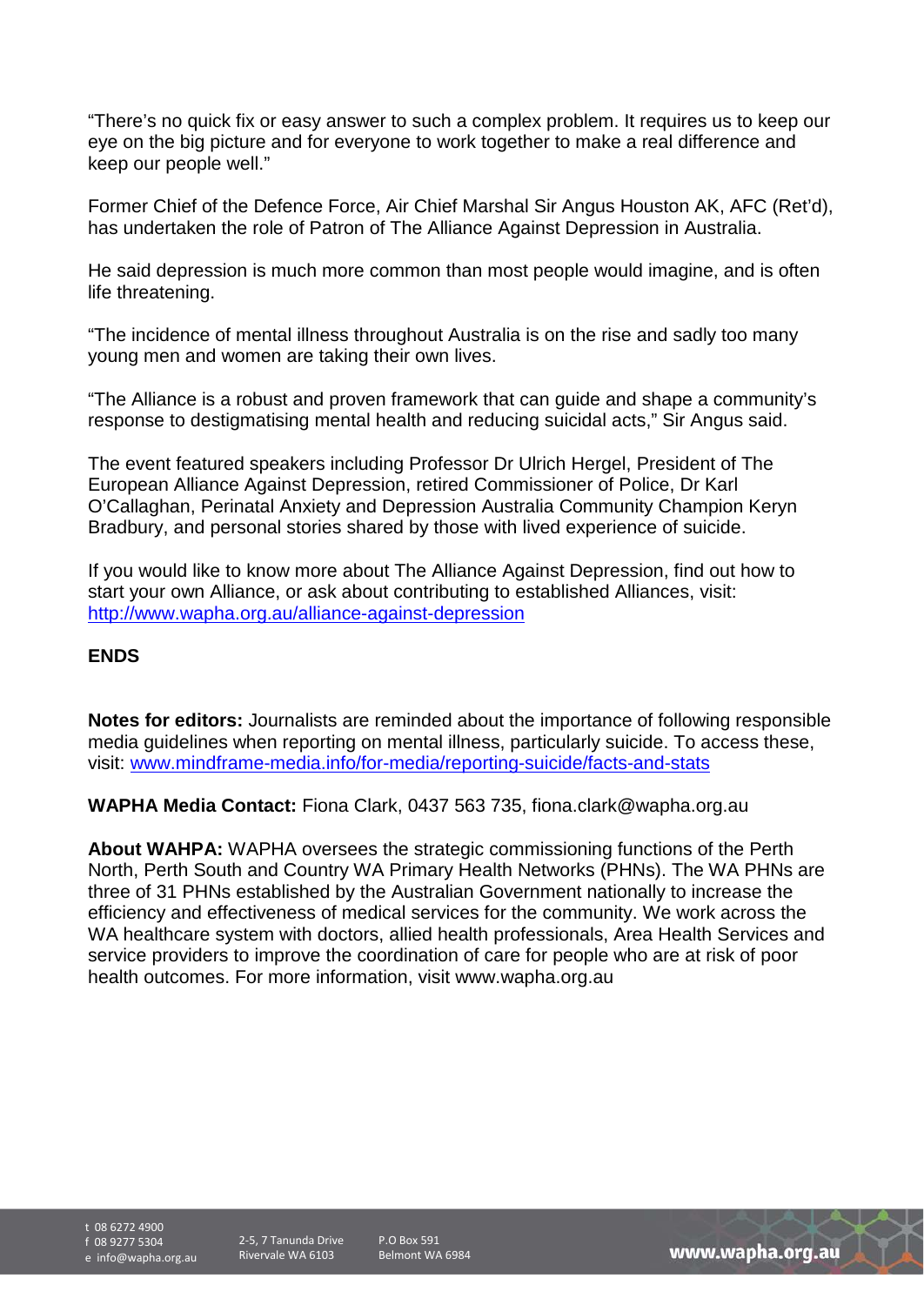"There's no quick fix or easy answer to such a complex problem. It requires us to keep our eye on the big picture and for everyone to work together to make a real difference and keep our people well."

Former Chief of the Defence Force, Air Chief Marshal Sir Angus Houston AK, AFC (Ret'd), has undertaken the role of Patron of The Alliance Against Depression in Australia.

He said depression is much more common than most people would imagine, and is often life threatening.

"The incidence of mental illness throughout Australia is on the rise and sadly too many young men and women are taking their own lives.

"The Alliance is a robust and proven framework that can guide and shape a community's response to destigmatising mental health and reducing suicidal acts," Sir Angus said.

The event featured speakers including Professor Dr Ulrich Hergel, President of The European Alliance Against Depression, retired Commissioner of Police, Dr Karl O'Callaghan, Perinatal Anxiety and Depression Australia Community Champion Keryn Bradbury, and personal stories shared by those with lived experience of suicide.

If you would like to know more about The Alliance Against Depression, find out how to start your own Alliance, or ask about contributing to established Alliances, visit: http://www.wapha.org.au/alliance-against-depression

**ENDS**

**Notes for editors:** Journalists are reminded about the importance of following responsible media guidelines when reporting on mental illness, particularly suicide. To access these, visit: www.mindframe-media.info/for-media/reporting-suicide/facts-and-stats

**WAPHA Media Contact:** Fiona Clark, 0437 563 735, fiona.clark@wapha.org.au

**About WAHPA:** WAPHA oversees the strategic commissioning functions of the Perth North, Perth South and Country WA Primary Health Networks (PHNs). The WA PHNs are three of 31 PHNs established by the Australian Government nationally to increase the efficiency and effectiveness of medical services for the community. We work across the WA healthcare system with doctors, allied health professionals, Area Health Services and service providers to improve the coordination of care for people who are at risk of poor health outcomes. For more information, visit www.wapha.org.au

t 08 6272 4900
f 08 9277 5304
e info@wapha.org.au

2-5, 7 Tanunda Drive
Rivervale WA 6103

P.O Box 591
Belmont WA 6984

www.wapha.org.au